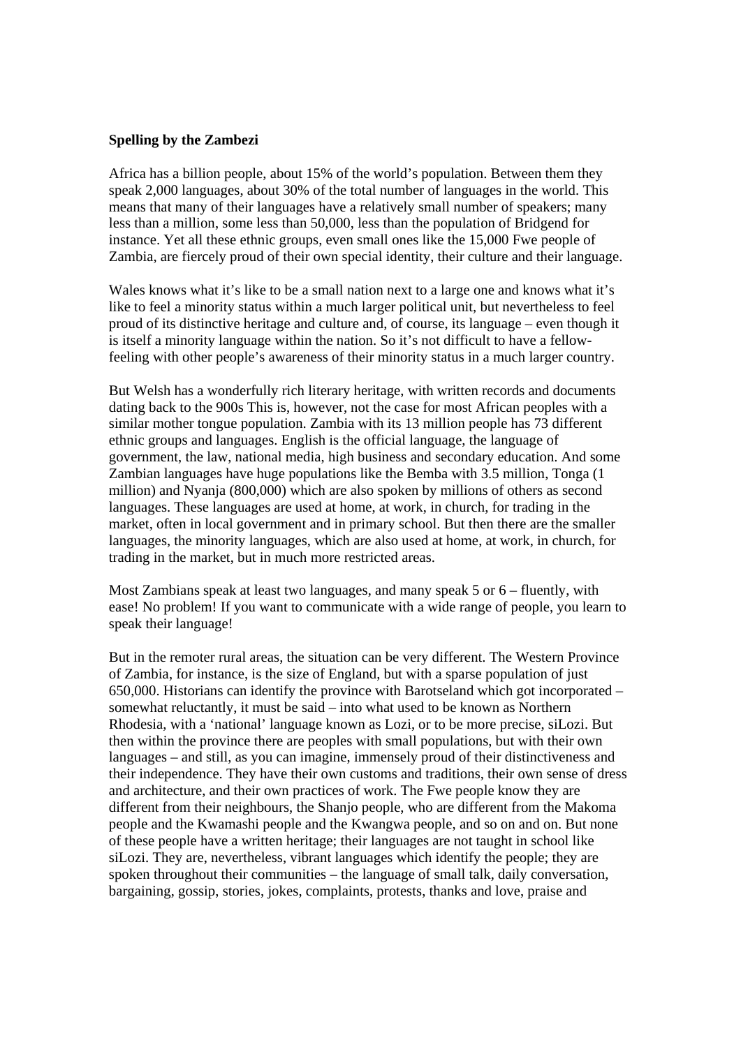**Spelling by the Zambezi**

Africa has a billion people, about 15% of the world's population. Between them they speak 2,000 languages, about 30% of the total number of languages in the world. This means that many of their languages have a relatively small number of speakers; many less than a million, some less than 50,000, less than the population of Bridgend for instance. Yet all these ethnic groups, even small ones like the 15,000 Fwe people of Zambia, are fiercely proud of their own special identity, their culture and their language.

Wales knows what it's like to be a small nation next to a large one and knows what it's like to feel a minority status within a much larger political unit, but nevertheless to feel proud of its distinctive heritage and culture and, of course, its language – even though it is itself a minority language within the nation. So it's not difficult to have a fellow-feeling with other people's awareness of their minority status in a much larger country.

But Welsh has a wonderfully rich literary heritage, with written records and documents dating back to the 900s This is, however, not the case for most African peoples with a similar mother tongue population. Zambia with its 13 million people has 73 different ethnic groups and languages. English is the official language, the language of government, the law, national media, high business and secondary education. And some Zambian languages have huge populations like the Bemba with 3.5 million, Tonga (1 million) and Nyanja (800,000) which are also spoken by millions of others as second languages. These languages are used at home, at work, in church, for trading in the market, often in local government and in primary school. But then there are the smaller languages, the minority languages, which are also used at home, at work, in church, for trading in the market, but in much more restricted areas.

Most Zambians speak at least two languages, and many speak 5 or 6 – fluently, with ease! No problem! If you want to communicate with a wide range of people, you learn to speak their language!

But in the remoter rural areas, the situation can be very different. The Western Province of Zambia, for instance, is the size of England, but with a sparse population of just 650,000. Historians can identify the province with Barotseland which got incorporated – somewhat reluctantly, it must be said – into what used to be known as Northern Rhodesia, with a 'national' language known as Lozi, or to be more precise, siLozi. But then within the province there are peoples with small populations, but with their own languages – and still, as you can imagine, immensely proud of their distinctiveness and their independence. They have their own customs and traditions, their own sense of dress and architecture, and their own practices of work. The Fwe people know they are different from their neighbours, the Shanjo people, who are different from the Makoma people and the Kwamashi people and the Kwangwa people, and so on and on. But none of these people have a written heritage; their languages are not taught in school like siLozi. They are, nevertheless, vibrant languages which identify the people; they are spoken throughout their communities – the language of small talk, daily conversation, bargaining, gossip, stories, jokes, complaints, protests, thanks and love, praise and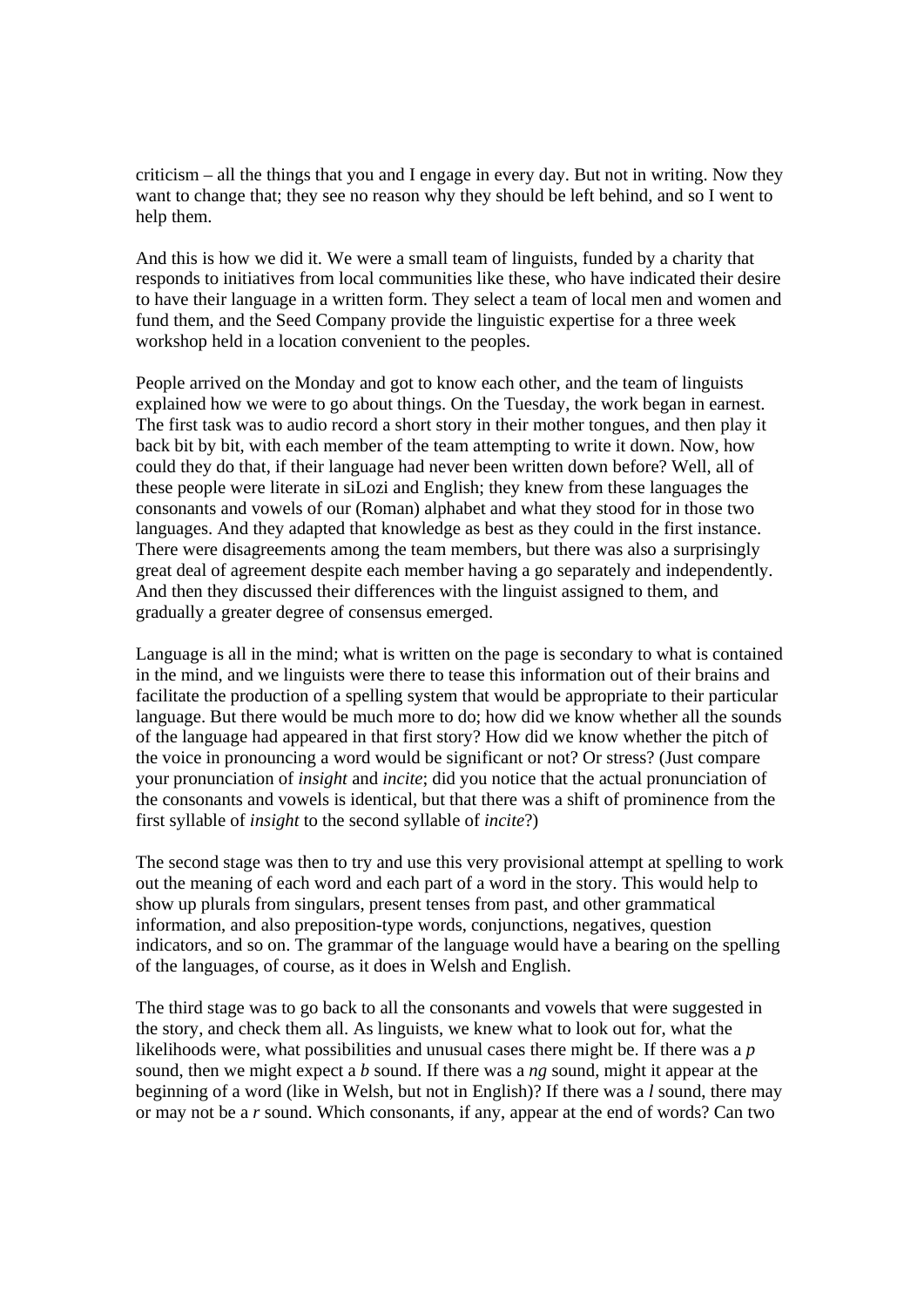criticism – all the things that you and I engage in every day. But not in writing. Now they want to change that; they see no reason why they should be left behind, and so I went to help them.

And this is how we did it. We were a small team of linguists, funded by a charity that responds to initiatives from local communities like these, who have indicated their desire to have their language in a written form. They select a team of local men and women and fund them, and the Seed Company provide the linguistic expertise for a three week workshop held in a location convenient to the peoples.

People arrived on the Monday and got to know each other, and the team of linguists explained how we were to go about things. On the Tuesday, the work began in earnest. The first task was to audio record a short story in their mother tongues, and then play it back bit by bit, with each member of the team attempting to write it down. Now, how could they do that, if their language had never been written down before? Well, all of these people were literate in siLozi and English; they knew from these languages the consonants and vowels of our (Roman) alphabet and what they stood for in those two languages. And they adapted that knowledge as best as they could in the first instance. There were disagreements among the team members, but there was also a surprisingly great deal of agreement despite each member having a go separately and independently. And then they discussed their differences with the linguist assigned to them, and gradually a greater degree of consensus emerged.

Language is all in the mind; what is written on the page is secondary to what is contained in the mind, and we linguists were there to tease this information out of their brains and facilitate the production of a spelling system that would be appropriate to their particular language. But there would be much more to do; how did we know whether all the sounds of the language had appeared in that first story? How did we know whether the pitch of the voice in pronouncing a word would be significant or not? Or stress? (Just compare your pronunciation of *insight* and *incite*; did you notice that the actual pronunciation of the consonants and vowels is identical, but that there was a shift of prominence from the first syllable of *insight* to the second syllable of *incite*?)

The second stage was then to try and use this very provisional attempt at spelling to work out the meaning of each word and each part of a word in the story. This would help to show up plurals from singulars, present tenses from past, and other grammatical information, and also preposition-type words, conjunctions, negatives, question indicators, and so on. The grammar of the language would have a bearing on the spelling of the languages, of course, as it does in Welsh and English.

The third stage was to go back to all the consonants and vowels that were suggested in the story, and check them all. As linguists, we knew what to look out for, what the likelihoods were, what possibilities and unusual cases there might be. If there was a *p* sound, then we might expect a *b* sound. If there was a *ng* sound, might it appear at the beginning of a word (like in Welsh, but not in English)? If there was a *l* sound, there may or may not be a *r* sound. Which consonants, if any, appear at the end of words? Can two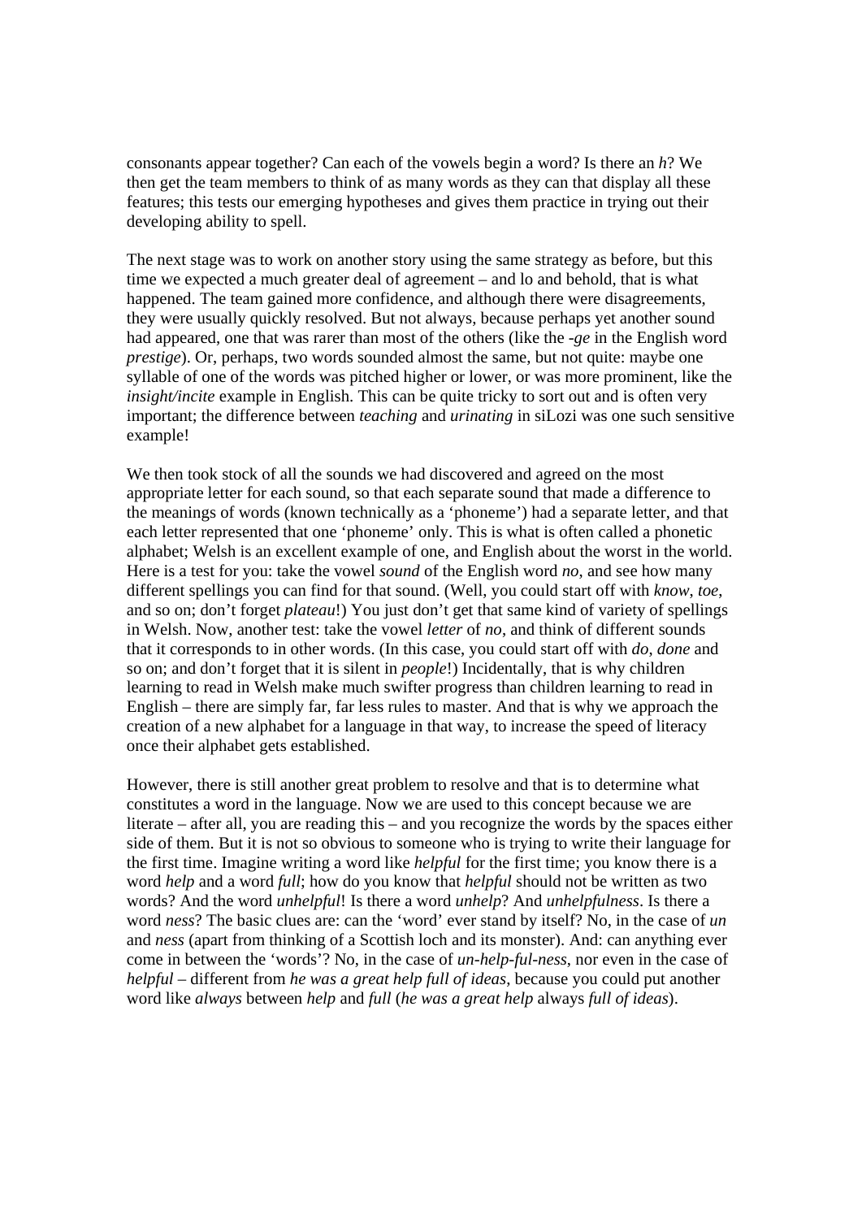consonants appear together? Can each of the vowels begin a word? Is there an *h*? We then get the team members to think of as many words as they can that display all these features; this tests our emerging hypotheses and gives them practice in trying out their developing ability to spell.

The next stage was to work on another story using the same strategy as before, but this time we expected a much greater deal of agreement – and lo and behold, that is what happened. The team gained more confidence, and although there were disagreements, they were usually quickly resolved. But not always, because perhaps yet another sound had appeared, one that was rarer than most of the others (like the *-ge* in the English word *prestige*). Or, perhaps, two words sounded almost the same, but not quite: maybe one syllable of one of the words was pitched higher or lower, or was more prominent, like the *insight/incite* example in English. This can be quite tricky to sort out and is often very important; the difference between *teaching* and *urinating* in siLozi was one such sensitive example!

We then took stock of all the sounds we had discovered and agreed on the most appropriate letter for each sound, so that each separate sound that made a difference to the meanings of words (known technically as a 'phoneme') had a separate letter, and that each letter represented that one 'phoneme' only. This is what is often called a phonetic alphabet; Welsh is an excellent example of one, and English about the worst in the world. Here is a test for you: take the vowel *sound* of the English word *no*, and see how many different spellings you can find for that sound. (Well, you could start off with *know*, *toe*, and so on; don't forget *plateau*!) You just don't get that same kind of variety of spellings in Welsh. Now, another test: take the vowel *letter* of *no*, and think of different sounds that it corresponds to in other words. (In this case, you could start off with *do*, *done* and so on; and don't forget that it is silent in *people*!) Incidentally, that is why children learning to read in Welsh make much swifter progress than children learning to read in English – there are simply far, far less rules to master. And that is why we approach the creation of a new alphabet for a language in that way, to increase the speed of literacy once their alphabet gets established.

However, there is still another great problem to resolve and that is to determine what constitutes a word in the language. Now we are used to this concept because we are literate – after all, you are reading this – and you recognize the words by the spaces either side of them. But it is not so obvious to someone who is trying to write their language for the first time. Imagine writing a word like *helpful* for the first time; you know there is a word *help* and a word *full*; how do you know that *helpful* should not be written as two words? And the word *unhelpful*! Is there a word *unhelp*? And *unhelpfulness*. Is there a word *ness*? The basic clues are: can the 'word' ever stand by itself? No, in the case of *un* and *ness* (apart from thinking of a Scottish loch and its monster). And: can anything ever come in between the 'words'? No, in the case of *un-help-ful-ness*, nor even in the case of *helpful* – different from *he was a great help full of ideas*, because you could put another word like *always* between *help* and *full* (*he was a great help* always *full of ideas*).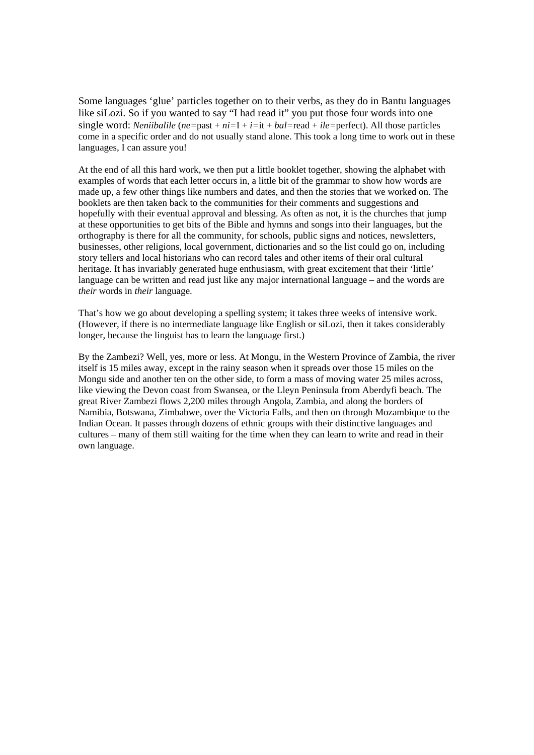Some languages 'glue' particles together on to their verbs, as they do in Bantu languages like siLozi. So if you wanted to say "I had read it" you put those four words into one single word: *Neniibalile* (*ne*=past + *ni*=I + *i*=it + *bal*=read + *ile*=perfect). All those particles come in a specific order and do not usually stand alone. This took a long time to work out in these languages, I can assure you!

At the end of all this hard work, we then put a little booklet together, showing the alphabet with examples of words that each letter occurs in, a little bit of the grammar to show how words are made up, a few other things like numbers and dates, and then the stories that we worked on. The booklets are then taken back to the communities for their comments and suggestions and hopefully with their eventual approval and blessing. As often as not, it is the churches that jump at these opportunities to get bits of the Bible and hymns and songs into their languages, but the orthography is there for all the community, for schools, public signs and notices, newsletters, businesses, other religions, local government, dictionaries and so the list could go on, including story tellers and local historians who can record tales and other items of their oral cultural heritage. It has invariably generated huge enthusiasm, with great excitement that their 'little' language can be written and read just like any major international language – and the words are *their* words in *their* language.

That's how we go about developing a spelling system; it takes three weeks of intensive work. (However, if there is no intermediate language like English or siLozi, then it takes considerably longer, because the linguist has to learn the language first.)

By the Zambezi? Well, yes, more or less. At Mongu, in the Western Province of Zambia, the river itself is 15 miles away, except in the rainy season when it spreads over those 15 miles on the Mongu side and another ten on the other side, to form a mass of moving water 25 miles across, like viewing the Devon coast from Swansea, or the Lleyn Peninsula from Aberdyfi beach. The great River Zambezi flows 2,200 miles through Angola, Zambia, and along the borders of Namibia, Botswana, Zimbabwe, over the Victoria Falls, and then on through Mozambique to the Indian Ocean. It passes through dozens of ethnic groups with their distinctive languages and cultures – many of them still waiting for the time when they can learn to write and read in their own language.